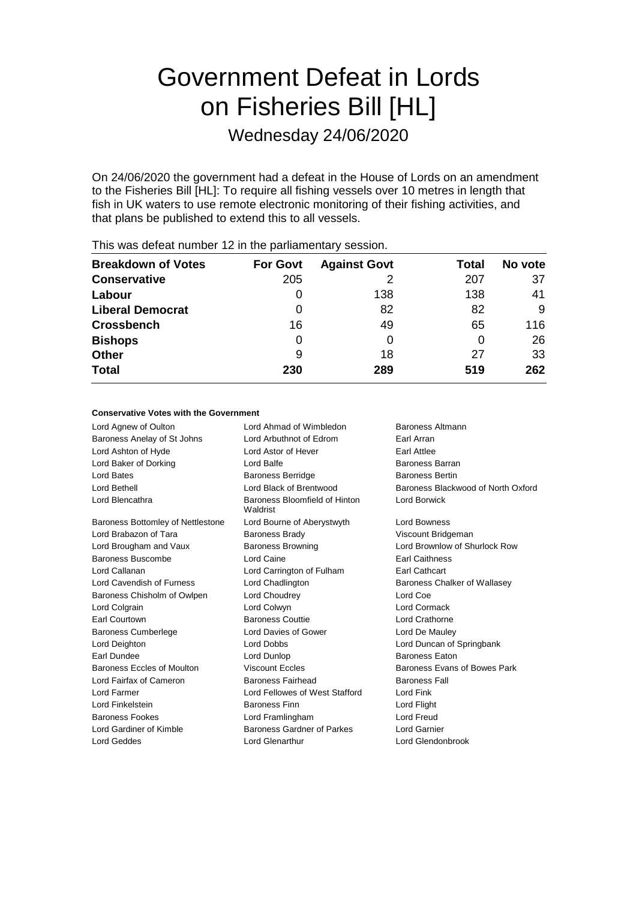# Government Defeat in Lords on Fisheries Bill [HL]

## Wednesday 24/06/2020

On 24/06/2020 the government had a defeat in the House of Lords on an amendment to the Fisheries Bill [HL]: To require all fishing vessels over 10 metres in length that fish in UK waters to use remote electronic monitoring of their fishing activities, and that plans be published to extend this to all vessels.

This was defeat number 12 in the parliamentary session.

| Breakdown of Votes | For Govt | Against Govt | Total | No vote |
|---|---|---|---|---|
| **Conservative** | 205 | 2 | 207 | 37 |
| **Labour** | 0 | 138 | 138 | 41 |
| **Liberal Democrat** | 0 | 82 | 82 | 9 |
| **Crossbench** | 16 | 49 | 65 | 116 |
| **Bishops** | 0 | 0 | 0 | 26 |
| **Other** | 9 | 18 | 27 | 33 |
| **Total** | **230** | **289** | **519** | **262** |

**Conservative Votes with the Government**

| | | |
|---|---|---|
| Lord Agnew of Oulton | Lord Ahmad of Wimbledon | Baroness Altmann |
| Baroness Anelay of St Johns | Lord Arbuthnot of Edrom | Earl Arran |
| Lord Ashton of Hyde | Lord Astor of Hever | Earl Attlee |
| Lord Baker of Dorking | Lord Balfe | Baroness Barran |
| Lord Bates | Baroness Berridge | Baroness Bertin |
| Lord Bethell | Lord Black of Brentwood | Baroness Blackwood of North Oxford |
| Lord Blencathra | Baroness Bloomfield of Hinton Waldrist | Lord Borwick |
| Baroness Bottomley of Nettlestone | Lord Bourne of Aberystwyth | Lord Bowness |
| Lord Brabazon of Tara | Baroness Brady | Viscount Bridgeman |
| Lord Brougham and Vaux | Baroness Browning | Lord Brownlow of Shurlock Row |
| Baroness Buscombe | Lord Caine | Earl Caithness |
| Lord Callanan | Lord Carrington of Fulham | Earl Cathcart |
| Lord Cavendish of Furness | Lord Chadlington | Baroness Chalker of Wallasey |
| Baroness Chisholm of Owlpen | Lord Choudrey | Lord Coe |
| Lord Colgrain | Lord Colwyn | Lord Cormack |
| Earl Courtown | Baroness Couttie | Lord Crathorne |
| Baroness Cumberlege | Lord Davies of Gower | Lord De Mauley |
| Lord Deighton | Lord Dobbs | Lord Duncan of Springbank |
| Earl Dundee | Lord Dunlop | Baroness Eaton |
| Baroness Eccles of Moulton | Viscount Eccles | Baroness Evans of Bowes Park |
| Lord Fairfax of Cameron | Baroness Fairhead | Baroness Fall |
| Lord Farmer | Lord Fellowes of West Stafford | Lord Fink |
| Lord Finkelstein | Baroness Finn | Lord Flight |
| Baroness Fookes | Lord Framlingham | Lord Freud |
| Lord Gardiner of Kimble | Baroness Gardner of Parkes | Lord Garnier |
| Lord Geddes | Lord Glenarthur | Lord Glendonbrook |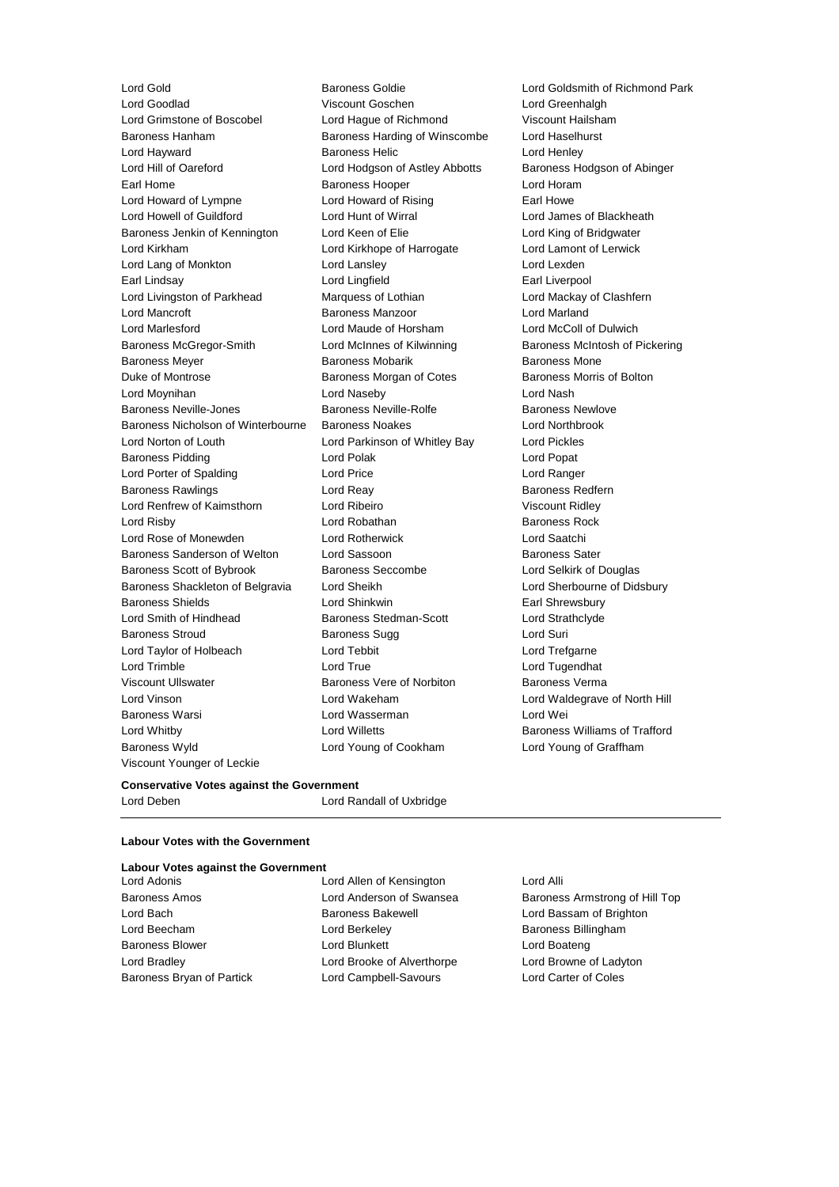Lord Gold
Baroness Goldie
Lord Goldsmith of Richmond Park
Lord Goodlad
Viscount Goschen
Lord Greenhalgh
Lord Grimstone of Boscobel
Lord Hague of Richmond
Viscount Hailsham
Baroness Hanham
Baroness Harding of Winscombe
Lord Haselhurst
Lord Hayward
Baroness Helic
Lord Henley
Lord Hill of Oareford
Lord Hodgson of Astley Abbotts
Baroness Hodgson of Abinger
Earl Home
Baroness Hooper
Lord Horam
Lord Howard of Lympne
Lord Howard of Rising
Earl Howe
Lord Howell of Guildford
Lord Hunt of Wirral
Lord James of Blackheath
Baroness Jenkin of Kennington
Lord Keen of Elie
Lord King of Bridgwater
Lord Kirkham
Lord Kirkhope of Harrogate
Lord Lamont of Lerwick
Lord Lang of Monkton
Lord Lansley
Lord Lexden
Earl Lindsay
Lord Lingfield
Earl Liverpool
Lord Livingston of Parkhead
Marquess of Lothian
Lord Mackay of Clashfern
Lord Mancroft
Baroness Manzoor
Lord Marland
Lord Marlesford
Lord Maude of Horsham
Lord McColl of Dulwich
Baroness McGregor-Smith
Lord McInnes of Kilwinning
Baroness McIntosh of Pickering
Baroness Meyer
Baroness Mobarik
Baroness Mone
Duke of Montrose
Baroness Morgan of Cotes
Baroness Morris of Bolton
Lord Moynihan
Lord Naseby
Lord Nash
Baroness Neville-Jones
Baroness Neville-Rolfe
Baroness Newlove
Baroness Nicholson of Winterbourne
Baroness Noakes
Lord Northbrook
Lord Norton of Louth
Lord Parkinson of Whitley Bay
Lord Pickles
Baroness Pidding
Lord Polak
Lord Popat
Lord Porter of Spalding
Lord Price
Lord Ranger
Baroness Rawlings
Lord Reay
Baroness Redfern
Lord Renfrew of Kaimsthorn
Lord Ribeiro
Viscount Ridley
Lord Risby
Lord Robathan
Baroness Rock
Lord Rose of Monewden
Lord Rotherwick
Lord Saatchi
Baroness Sanderson of Welton
Lord Sassoon
Baroness Sater
Baroness Scott of Bybrook
Baroness Seccombe
Lord Selkirk of Douglas
Baroness Shackleton of Belgravia
Lord Sheikh
Lord Sherbourne of Didsbury
Baroness Shields
Lord Shinkwin
Earl Shrewsbury
Lord Smith of Hindhead
Baroness Stedman-Scott
Lord Strathclyde
Baroness Stroud
Baroness Sugg
Lord Suri
Lord Taylor of Holbeach
Lord Tebbit
Lord Trefgarne
Lord Trimble
Lord True
Lord Tugendhat
Viscount Ullswater
Baroness Vere of Norbiton
Baroness Verma
Lord Vinson
Lord Wakeham
Lord Waldegrave of North Hill
Baroness Warsi
Lord Wasserman
Lord Wei
Lord Whitby
Lord Willetts
Baroness Williams of Trafford
Baroness Wyld
Lord Young of Cookham
Lord Young of Graffham
Viscount Younger of Leckie

**Conservative Votes against the Government**

Lord Deben
Lord Randall of Uxbridge

---

**Labour Votes with the Government**

**Labour Votes against the Government**

Lord Adonis
Lord Allen of Kensington
Lord Alli
Baroness Amos
Lord Anderson of Swansea
Baroness Armstrong of Hill Top
Lord Bach
Baroness Bakewell
Lord Bassam of Brighton
Lord Beecham
Lord Berkeley
Baroness Billingham
Baroness Blower
Lord Blunkett
Lord Boateng
Lord Bradley
Lord Brooke of Alverthorpe
Lord Browne of Ladyton
Baroness Bryan of Partick
Lord Campbell-Savours
Lord Carter of Coles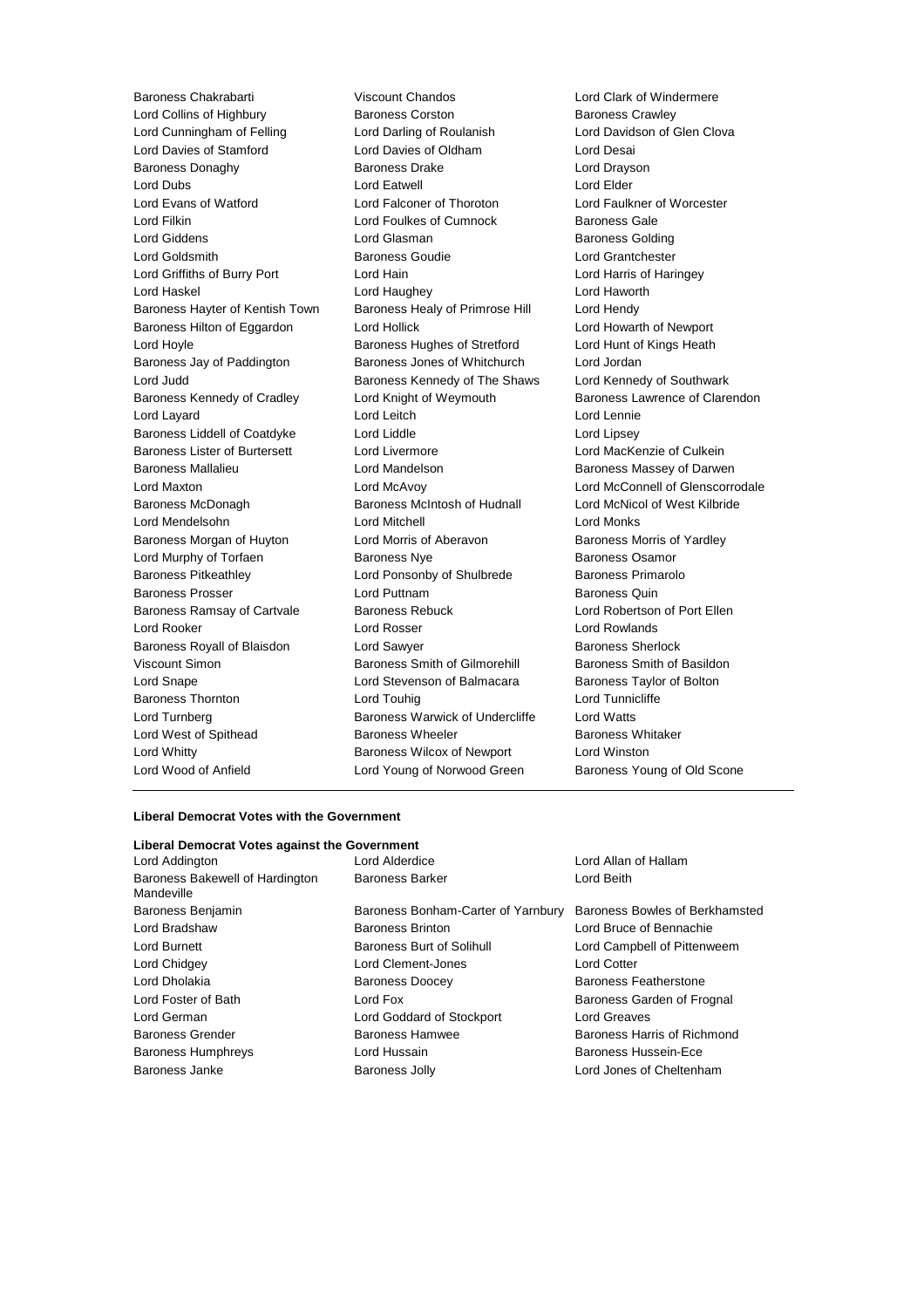Baroness Chakrabarti
Viscount Chandos
Lord Clark of Windermere
Lord Collins of Highbury
Baroness Corston
Baroness Crawley
Lord Cunningham of Felling
Lord Darling of Roulanish
Lord Davidson of Glen Clova
Lord Davies of Stamford
Lord Davies of Oldham
Lord Desai
Baroness Donaghy
Baroness Drake
Lord Drayson
Lord Dubs
Lord Eatwell
Lord Elder
Lord Evans of Watford
Lord Falconer of Thoroton
Lord Faulkner of Worcester
Lord Filkin
Lord Foulkes of Cumnock
Baroness Gale
Lord Giddens
Lord Glasman
Baroness Golding
Lord Goldsmith
Baroness Goudie
Lord Grantchester
Lord Griffiths of Burry Port
Lord Hain
Lord Harris of Haringey
Lord Haskel
Lord Haughey
Lord Haworth
Baroness Hayter of Kentish Town
Baroness Healy of Primrose Hill
Lord Hendy
Baroness Hilton of Eggardon
Lord Hollick
Lord Howarth of Newport
Lord Hoyle
Baroness Hughes of Stretford
Lord Hunt of Kings Heath
Baroness Jay of Paddington
Baroness Jones of Whitchurch
Lord Jordan
Lord Judd
Baroness Kennedy of The Shaws
Lord Kennedy of Southwark
Baroness Kennedy of Cradley
Lord Knight of Weymouth
Baroness Lawrence of Clarendon
Lord Layard
Lord Leitch
Lord Lennie
Baroness Liddell of Coatdyke
Lord Liddle
Lord Lipsey
Baroness Lister of Burtersett
Lord Livermore
Lord MacKenzie of Culkein
Baroness Mallalieu
Lord Mandelson
Baroness Massey of Darwen
Lord Maxton
Lord McAvoy
Lord McConnell of Glenscorrodale
Baroness McDonagh
Baroness McIntosh of Hudnall
Lord McNicol of West Kilbride
Lord Mendelsohn
Lord Mitchell
Lord Monks
Baroness Morgan of Huyton
Lord Morris of Aberavon
Baroness Morris of Yardley
Lord Murphy of Torfaen
Baroness Nye
Baroness Osamor
Baroness Pitkeathley
Lord Ponsonby of Shulbrede
Baroness Primarolo
Baroness Prosser
Lord Puttnam
Baroness Quin
Baroness Ramsay of Cartvale
Baroness Rebuck
Lord Robertson of Port Ellen
Lord Rooker
Lord Rosser
Lord Rowlands
Baroness Royall of Blaisdon
Lord Sawyer
Baroness Sherlock
Viscount Simon
Baroness Smith of Gilmorehill
Baroness Smith of Basildon
Lord Snape
Lord Stevenson of Balmacara
Baroness Taylor of Bolton
Baroness Thornton
Lord Touhig
Lord Tunnicliffe
Lord Turnberg
Baroness Warwick of Undercliffe
Lord Watts
Lord West of Spithead
Baroness Wheeler
Baroness Whitaker
Lord Whitty
Baroness Wilcox of Newport
Lord Winston
Lord Wood of Anfield
Lord Young of Norwood Green
Baroness Young of Old Scone

---

**Liberal Democrat Votes with the Government**

**Liberal Democrat Votes against the Government**

Lord Addington
Lord Alderdice
Lord Allan of Hallam
Baroness Bakewell of Hardington Mandeville
Baroness Barker
Lord Beith
Baroness Benjamin
Baroness Bonham-Carter of Yarnbury
Baroness Bowles of Berkhamsted
Lord Bradshaw
Baroness Brinton
Lord Bruce of Bennachie
Lord Burnett
Baroness Burt of Solihull
Lord Campbell of Pittenweem
Lord Chidgey
Lord Clement-Jones
Lord Cotter
Lord Dholakia
Baroness Doocey
Baroness Featherstone
Lord Foster of Bath
Lord Fox
Baroness Garden of Frognal
Lord German
Lord Goddard of Stockport
Lord Greaves
Baroness Grender
Baroness Hamwee
Baroness Harris of Richmond
Baroness Humphreys
Lord Hussain
Baroness Hussein-Ece
Baroness Janke
Baroness Jolly
Lord Jones of Cheltenham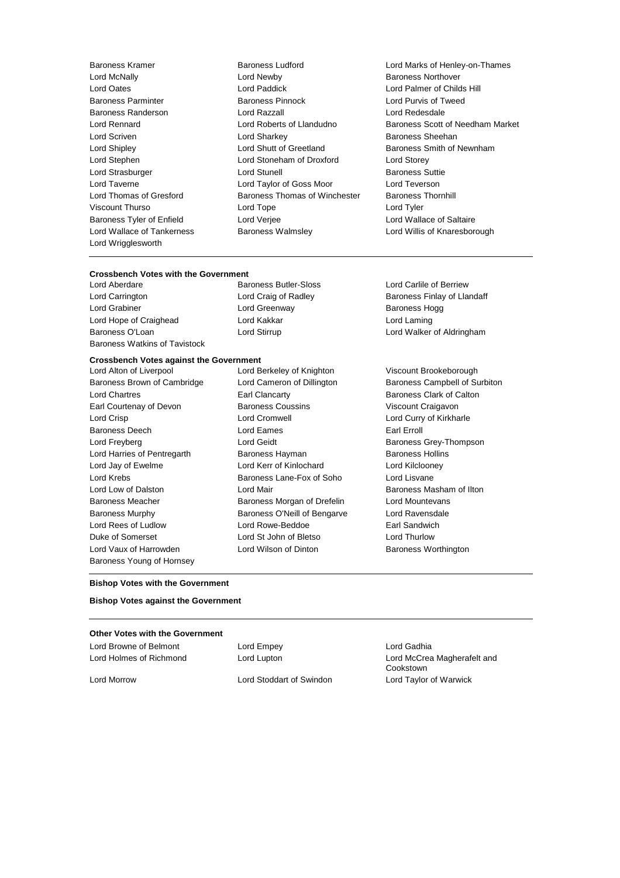Baroness Kramer
Baroness Ludford
Lord Marks of Henley-on-Thames
Lord McNally
Lord Newby
Baroness Northover
Lord Oates
Lord Paddick
Lord Palmer of Childs Hill
Baroness Parminter
Baroness Pinnock
Lord Purvis of Tweed
Baroness Randerson
Lord Razzall
Lord Redesdale
Lord Rennard
Lord Roberts of Llandudno
Baroness Scott of Needham Market
Lord Scriven
Lord Sharkey
Baroness Sheehan
Lord Shipley
Lord Shutt of Greetland
Baroness Smith of Newnham
Lord Stephen
Lord Stoneham of Droxford
Lord Storey
Lord Strasburger
Lord Stunell
Baroness Suttie
Lord Taverne
Lord Taylor of Goss Moor
Lord Teverson
Lord Thomas of Gresford
Baroness Thomas of Winchester
Baroness Thornhill
Viscount Thurso
Lord Tope
Lord Tyler
Baroness Tyler of Enfield
Lord Verjee
Lord Wallace of Saltaire
Lord Wallace of Tankerness
Baroness Walmsley
Lord Willis of Knaresborough
Lord Wrigglesworth

---

**Crossbench Votes with the Government**

Lord Aberdare
Baroness Butler-Sloss
Lord Carlile of Berriew
Lord Carrington
Lord Craig of Radley
Baroness Finlay of Llandaff
Lord Grabiner
Lord Greenway
Baroness Hogg
Lord Hope of Craighead
Lord Kakkar
Lord Laming
Baroness O'Loan
Lord Stirrup
Lord Walker of Aldringham
Baroness Watkins of Tavistock

**Crossbench Votes against the Government**

Lord Alton of Liverpool
Lord Berkeley of Knighton
Viscount Brookeborough
Baroness Brown of Cambridge
Lord Cameron of Dillington
Baroness Campbell of Surbiton
Lord Chartres
Earl Clancarty
Baroness Clark of Calton
Earl Courtenay of Devon
Baroness Coussins
Viscount Craigavon
Lord Crisp
Lord Cromwell
Lord Curry of Kirkharle
Baroness Deech
Lord Eames
Earl Erroll
Lord Freyberg
Lord Geidt
Baroness Grey-Thompson
Lord Harries of Pentregarth
Baroness Hayman
Baroness Hollins
Lord Jay of Ewelme
Lord Kerr of Kinlochard
Lord Kilclooney
Lord Krebs
Baroness Lane-Fox of Soho
Lord Lisvane
Lord Low of Dalston
Lord Mair
Baroness Masham of Ilton
Baroness Meacher
Baroness Morgan of Drefelin
Lord Mountevans
Baroness Murphy
Baroness O'Neill of Bengarve
Lord Ravensdale
Lord Rees of Ludlow
Lord Rowe-Beddoe
Earl Sandwich
Duke of Somerset
Lord St John of Bletso
Lord Thurlow
Lord Vaux of Harrowden
Lord Wilson of Dinton
Baroness Worthington
Baroness Young of Hornsey

---

**Bishop Votes with the Government**

**Bishop Votes against the Government**

---

**Other Votes with the Government**

Lord Browne of Belmont
Lord Empey
Lord Gadhia
Lord Holmes of Richmond
Lord Lupton
Lord McCrea Magherafelt and Cookstown
Lord Morrow
Lord Stoddart of Swindon
Lord Taylor of Warwick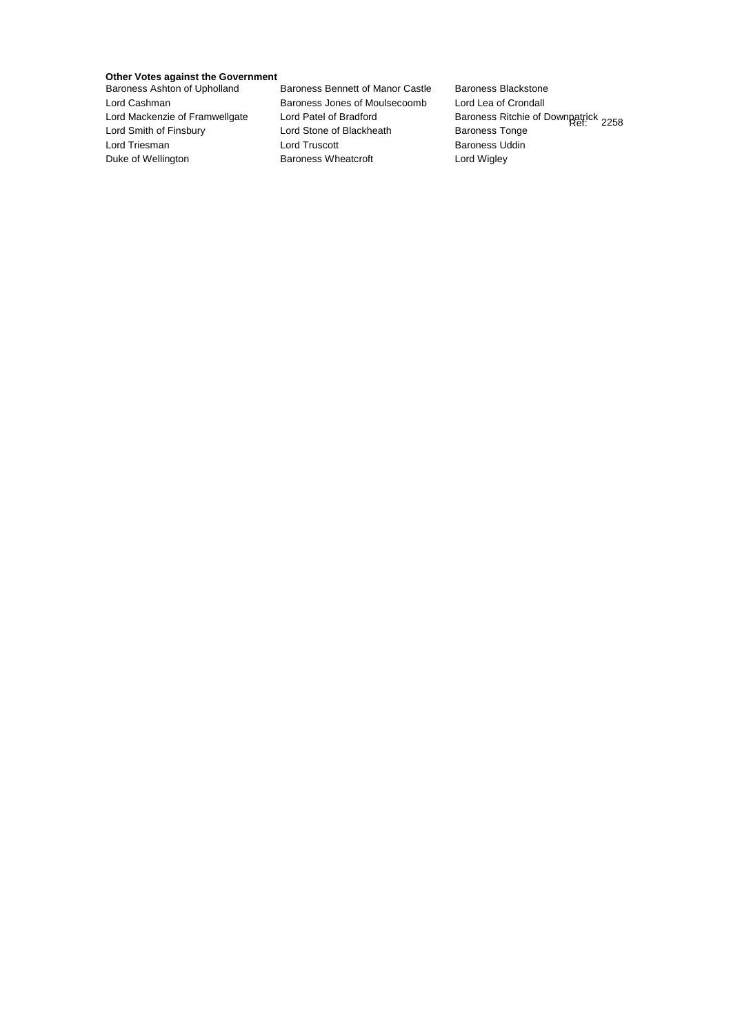**Other Votes against the Government**

| | | |
|---|---|---|
| Baroness Ashton of Upholland | Baroness Bennett of Manor Castle | Baroness Blackstone |
| Lord Cashman | Baroness Jones of Moulsecoomb | Lord Lea of Crondall |
| Lord Mackenzie of Framwellgate | Lord Patel of Bradford | Baroness Ritchie of Downpatrick |
| Lord Smith of Finsbury | Lord Stone of Blackheath | Baroness Tonge |
| Lord Triesman | Lord Truscott | Baroness Uddin |
| Duke of Wellington | Baroness Wheatcroft | Lord Wigley |

Ref: 2258